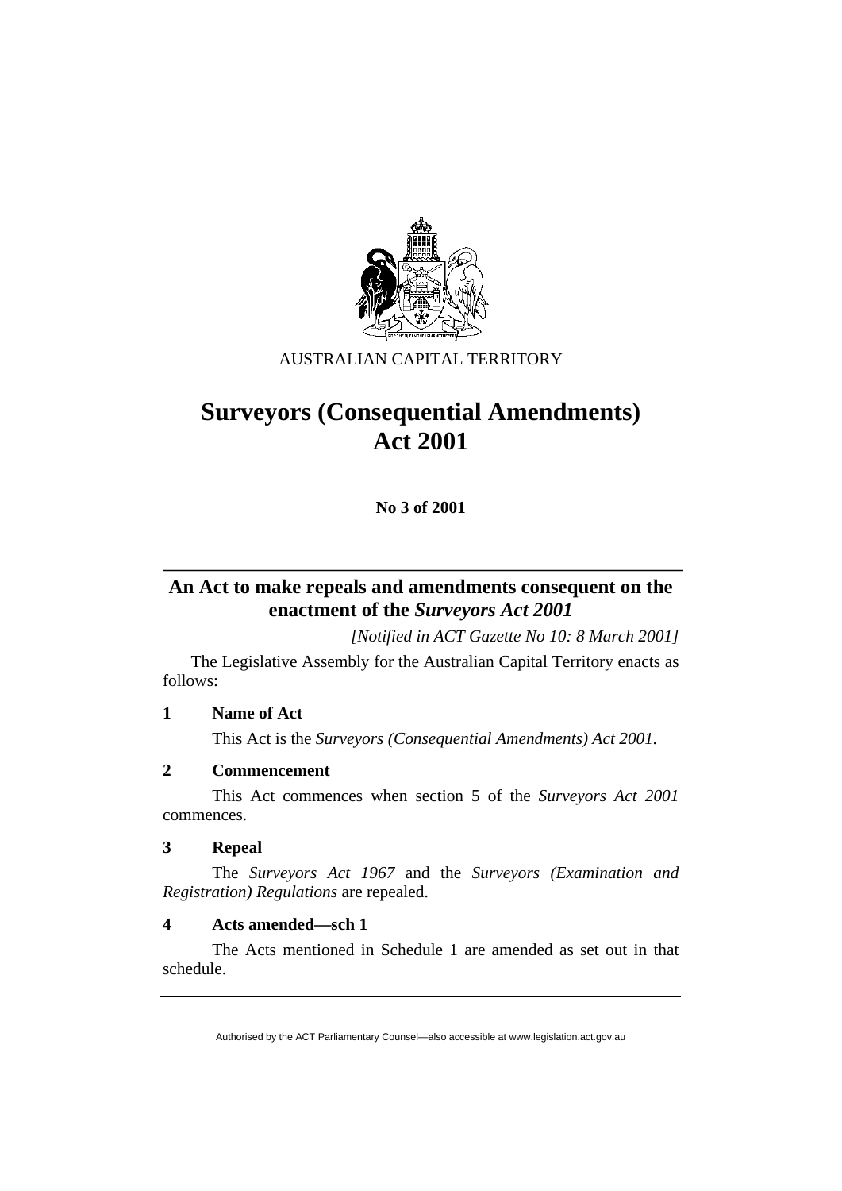AUSTRALIAN CAPITAL TERRITORY

# Surveyors (Consequential Amendments) Act 2001

**No 3 of 2001**

## An Act to make repeals and amendments consequent on the enactment of the *Surveyors Act 2001*

*[Notified in ACT Gazette No 10: 8 March 2001]*

The Legislative Assembly for the Australian Capital Territory enacts as follows:

### 1 Name of Act

This Act is the *Surveyors (Consequential Amendments) Act 2001*.

### 2 Commencement

This Act commences when section 5 of the *Surveyors Act 2001* commences.

### 3 Repeal

The *Surveyors Act 1967* and the *Surveyors (Examination and Registration) Regulations* are repealed.

### 4 Acts amended—sch 1

The Acts mentioned in Schedule 1 are amended as set out in that schedule.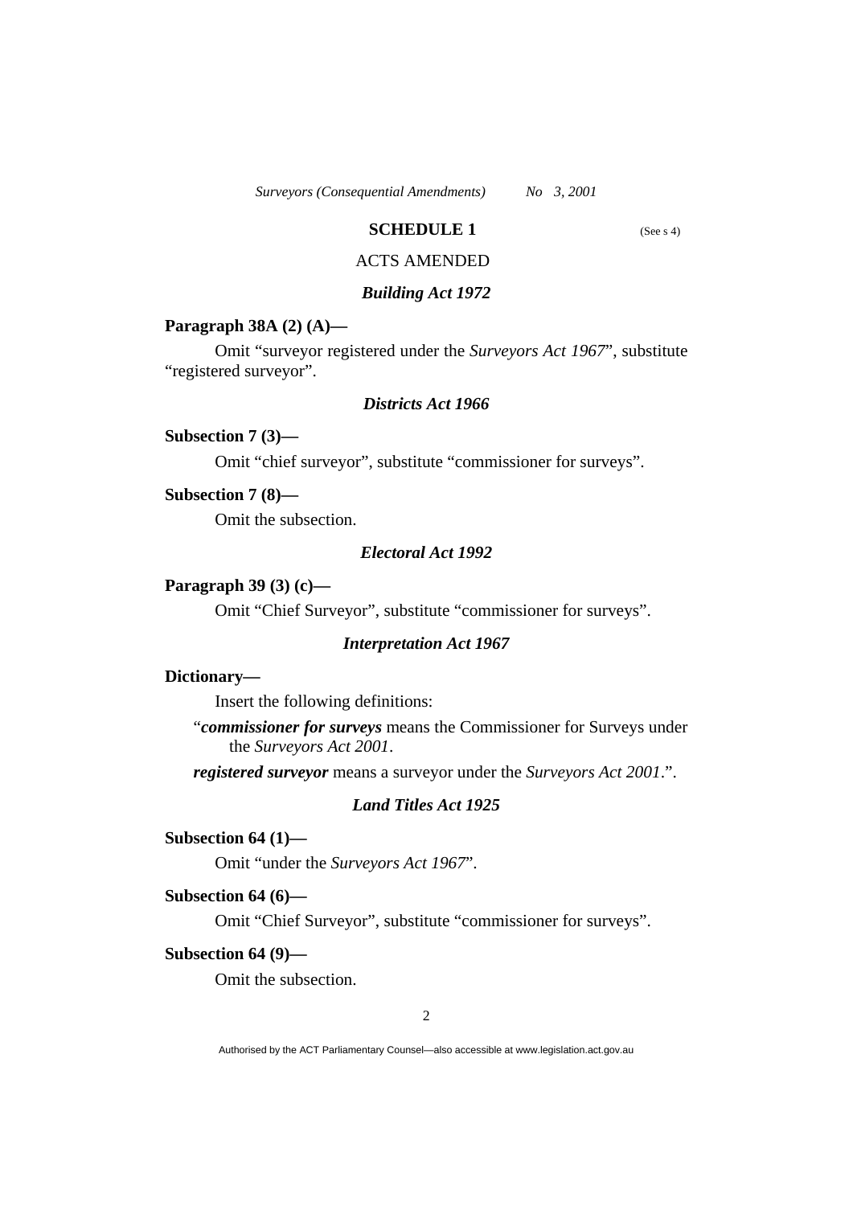## SCHEDULE 1

(See s 4)

### ACTS AMENDED

### *Building Act 1972*

**Paragraph 38A (2) (A)—**

Omit "surveyor registered under the *Surveyors Act 1967*", substitute "registered surveyor".

### *Districts Act 1966*

**Subsection 7 (3)—**

Omit "chief surveyor", substitute "commissioner for surveys".

**Subsection 7 (8)—**

Omit the subsection.

### *Electoral Act 1992*

**Paragraph 39 (3) (c)—**

Omit "Chief Surveyor", substitute "commissioner for surveys".

### *Interpretation Act 1967*

**Dictionary—**

Insert the following definitions:

"***commissioner for surveys*** means the Commissioner for Surveys under the *Surveyors Act 2001*.

***registered surveyor*** means a surveyor under the *Surveyors Act 2001*.".

### *Land Titles Act 1925*

**Subsection 64 (1)—**

Omit "under the *Surveyors Act 1967*".

**Subsection 64 (6)—**

Omit "Chief Surveyor", substitute "commissioner for surveys".

**Subsection 64 (9)—**

Omit the subsection.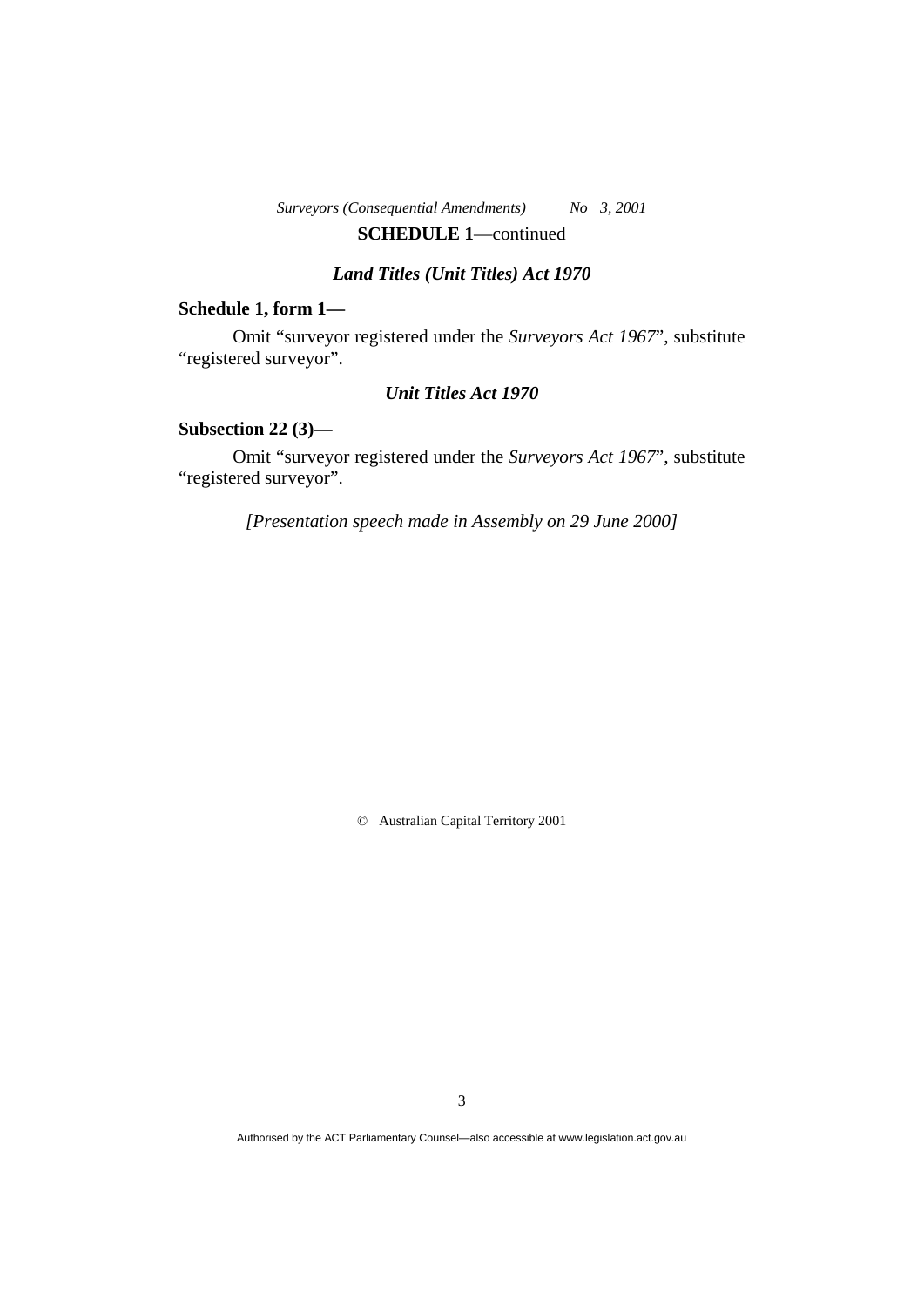**SCHEDULE 1**—continued

### *Land Titles (Unit Titles) Act 1970*

**Schedule 1, form 1—**

Omit "surveyor registered under the *Surveyors Act 1967*", substitute "registered surveyor".

### *Unit Titles Act 1970*

**Subsection 22 (3)—**

Omit "surveyor registered under the *Surveyors Act 1967*", substitute "registered surveyor".

*[Presentation speech made in Assembly on 29 June 2000]*

© Australian Capital Territory 2001